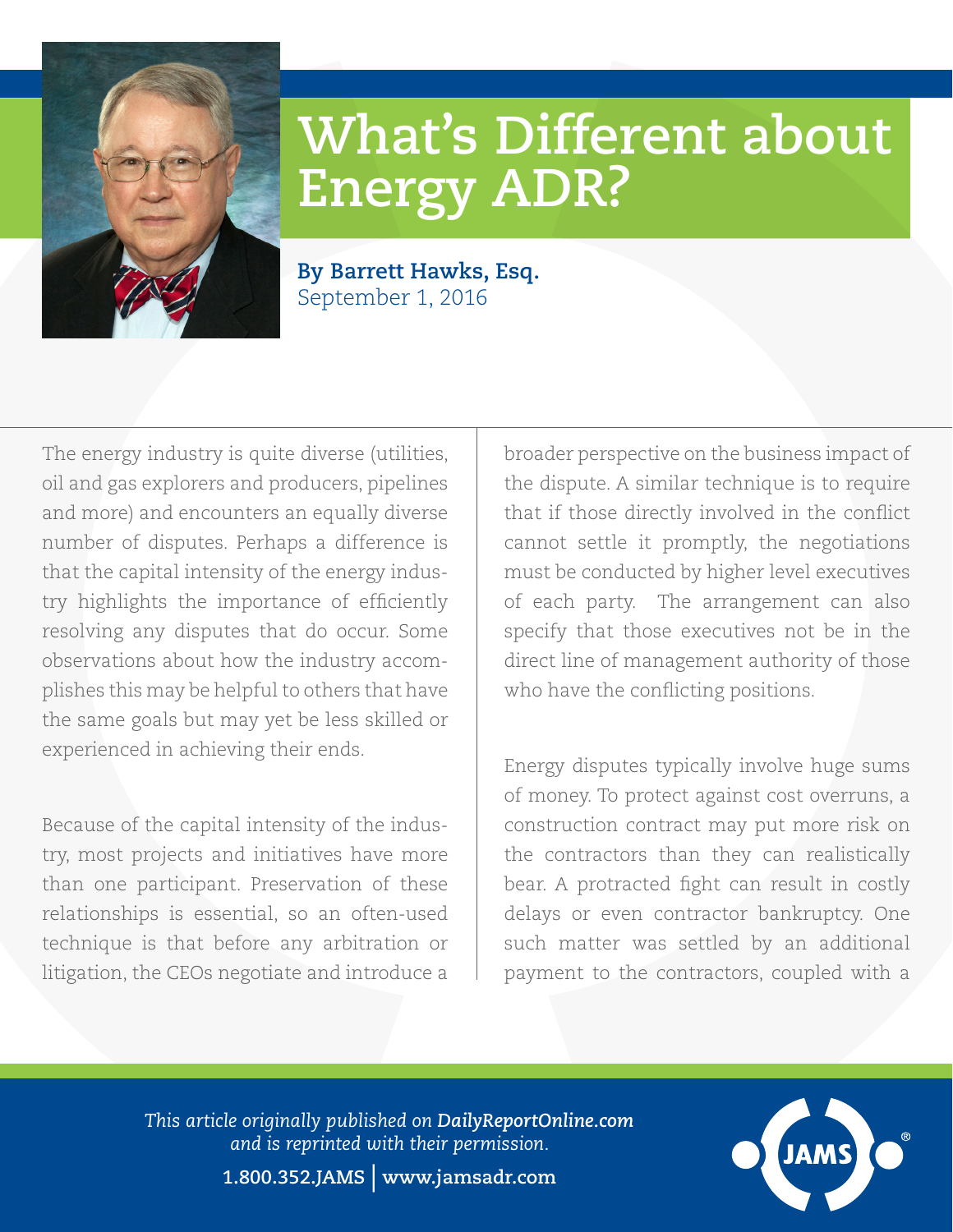# What's Different about Energy ADR?

**By Barrett Hawks, Esq.**
September 1, 2016

The energy industry is quite diverse (utilities, oil and gas explorers and producers, pipelines and more) and encounters an equally diverse number of disputes. Perhaps a difference is that the capital intensity of the energy industry highlights the importance of efficiently resolving any disputes that do occur. Some observations about how the industry accomplishes this may be helpful to others that have the same goals but may yet be less skilled or experienced in achieving their ends.

Because of the capital intensity of the industry, most projects and initiatives have more than one participant. Preservation of these relationships is essential, so an often-used technique is that before any arbitration or litigation, the CEOs negotiate and introduce a broader perspective on the business impact of the dispute. A similar technique is to require that if those directly involved in the conflict cannot settle it promptly, the negotiations must be conducted by higher level executives of each party. The arrangement can also specify that those executives not be in the direct line of management authority of those who have the conflicting positions.

Energy disputes typically involve huge sums of money. To protect against cost overruns, a construction contract may put more risk on the contractors than they can realistically bear. A protracted fight can result in costly delays or even contractor bankruptcy. One such matter was settled by an additional payment to the contractors, coupled with a

*This article originally published on **DailyReportOnline.com** and is reprinted with their permission.*

**1.800.352.JAMS | www.jamsadr.com**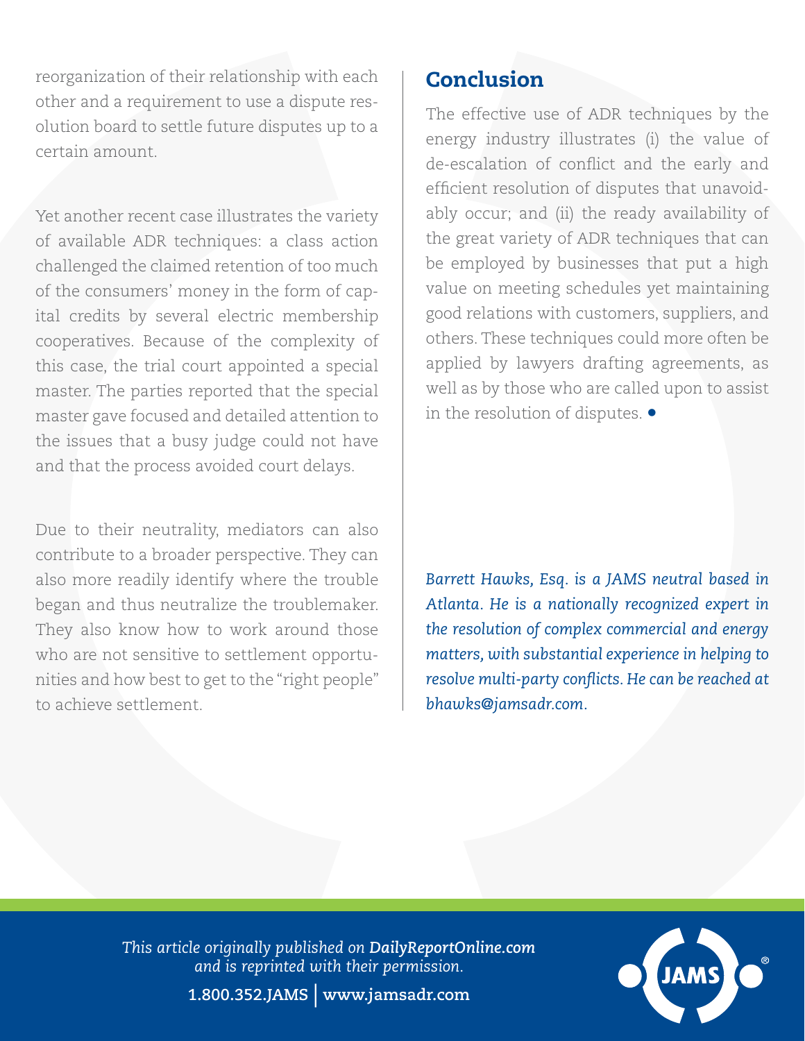reorganization of their relationship with each other and a requirement to use a dispute resolution board to settle future disputes up to a certain amount.

Yet another recent case illustrates the variety of available ADR techniques: a class action challenged the claimed retention of too much of the consumers' money in the form of capital credits by several electric membership cooperatives. Because of the complexity of this case, the trial court appointed a special master. The parties reported that the special master gave focused and detailed attention to the issues that a busy judge could not have and that the process avoided court delays.

Due to their neutrality, mediators can also contribute to a broader perspective. They can also more readily identify where the trouble began and thus neutralize the troublemaker. They also know how to work around those who are not sensitive to settlement opportunities and how best to get to the "right people" to achieve settlement.

## Conclusion

The effective use of ADR techniques by the energy industry illustrates (i) the value of de-escalation of conflict and the early and efficient resolution of disputes that unavoidably occur; and (ii) the ready availability of the great variety of ADR techniques that can be employed by businesses that put a high value on meeting schedules yet maintaining good relations with customers, suppliers, and others. These techniques could more often be applied by lawyers drafting agreements, as well as by those who are called upon to assist in the resolution of disputes. •

*Barrett Hawks, Esq. is a JAMS neutral based in Atlanta. He is a nationally recognized expert in the resolution of complex commercial and energy matters, with substantial experience in helping to resolve multi-party conflicts. He can be reached at bhawks@jamsadr.com.*

*This article originally published on **DailyReportOnline.com** and is reprinted with their permission.*

**1.800.352.JAMS | www.jamsadr.com**